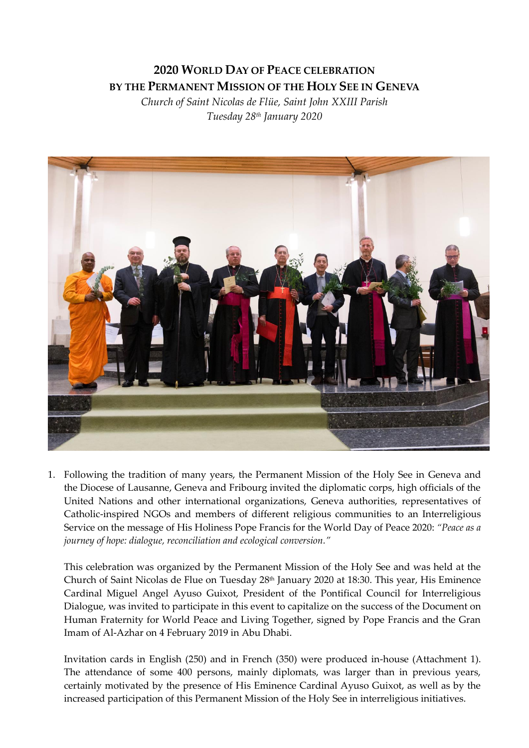# 2020 WORLD DAY OF PEACE CELEBRATION BY THE PERMANENT MISSION OF THE HOLY SEE IN GENEVA

*Church of Saint Nicolas de Flüe, Saint John XXIII Parish*
*Tuesday 28th January 2020*

1. Following the tradition of many years, the Permanent Mission of the Holy See in Geneva and the Diocese of Lausanne, Geneva and Fribourg invited the diplomatic corps, high officials of the United Nations and other international organizations, Geneva authorities, representatives of Catholic-inspired NGOs and members of different religious communities to an Interreligious Service on the message of His Holiness Pope Francis for the World Day of Peace 2020: *"Peace as a journey of hope: dialogue, reconciliation and ecological conversion."*

   This celebration was organized by the Permanent Mission of the Holy See and was held at the Church of Saint Nicolas de Flue on Tuesday 28th January 2020 at 18:30. This year, His Eminence Cardinal Miguel Angel Ayuso Guixot, President of the Pontifical Council for Interreligious Dialogue, was invited to participate in this event to capitalize on the success of the Document on Human Fraternity for World Peace and Living Together, signed by Pope Francis and the Gran Imam of Al-Azhar on 4 February 2019 in Abu Dhabi.

   Invitation cards in English (250) and in French (350) were produced in-house (Attachment 1). The attendance of some 400 persons, mainly diplomats, was larger than in previous years, certainly motivated by the presence of His Eminence Cardinal Ayuso Guixot, as well as by the increased participation of this Permanent Mission of the Holy See in interreligious initiatives.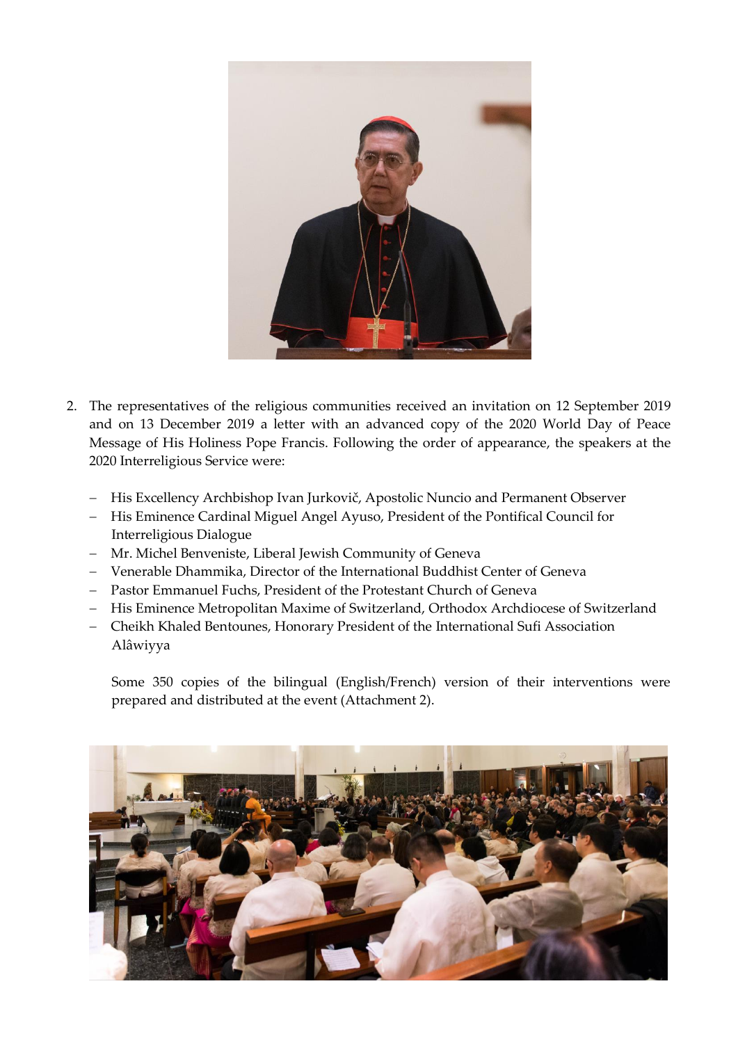2. The representatives of the religious communities received an invitation on 12 September 2019 and on 13 December 2019 a letter with an advanced copy of the 2020 World Day of Peace Message of His Holiness Pope Francis. Following the order of appearance, the speakers at the 2020 Interreligious Service were:

   - His Excellency Archbishop Ivan Jurkovič, Apostolic Nuncio and Permanent Observer
   - His Eminence Cardinal Miguel Angel Ayuso, President of the Pontifical Council for Interreligious Dialogue
   - Mr. Michel Benveniste, Liberal Jewish Community of Geneva
   - Venerable Dhammika, Director of the International Buddhist Center of Geneva
   - Pastor Emmanuel Fuchs, President of the Protestant Church of Geneva
   - His Eminence Metropolitan Maxime of Switzerland, Orthodox Archdiocese of Switzerland
   - Cheikh Khaled Bentounes, Honorary President of the International Sufi Association Alâwiyya

   Some 350 copies of the bilingual (English/French) version of their interventions were prepared and distributed at the event (Attachment 2).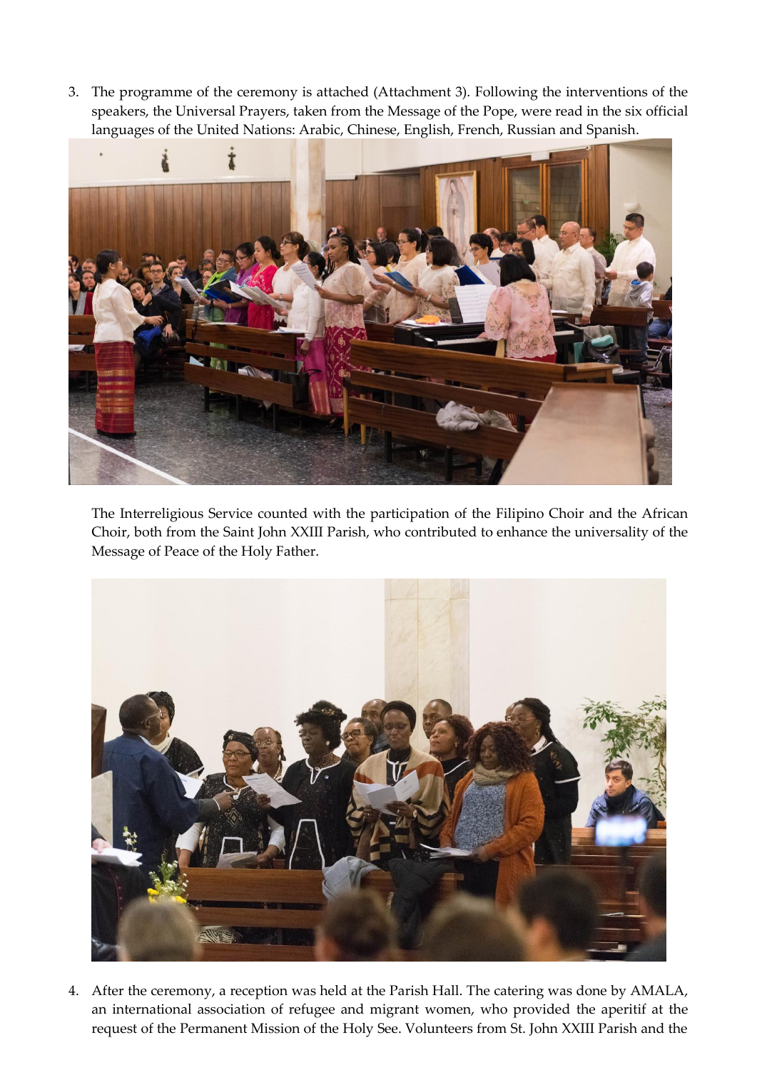3. The programme of the ceremony is attached (Attachment 3). Following the interventions of the speakers, the Universal Prayers, taken from the Message of the Pope, were read in the six official languages of the United Nations: Arabic, Chinese, English, French, Russian and Spanish.

   The Interreligious Service counted with the participation of the Filipino Choir and the African Choir, both from the Saint John XXIII Parish, who contributed to enhance the universality of the Message of Peace of the Holy Father.

4. After the ceremony, a reception was held at the Parish Hall. The catering was done by AMALA, an international association of refugee and migrant women, who provided the aperitif at the request of the Permanent Mission of the Holy See. Volunteers from St. John XXIII Parish and the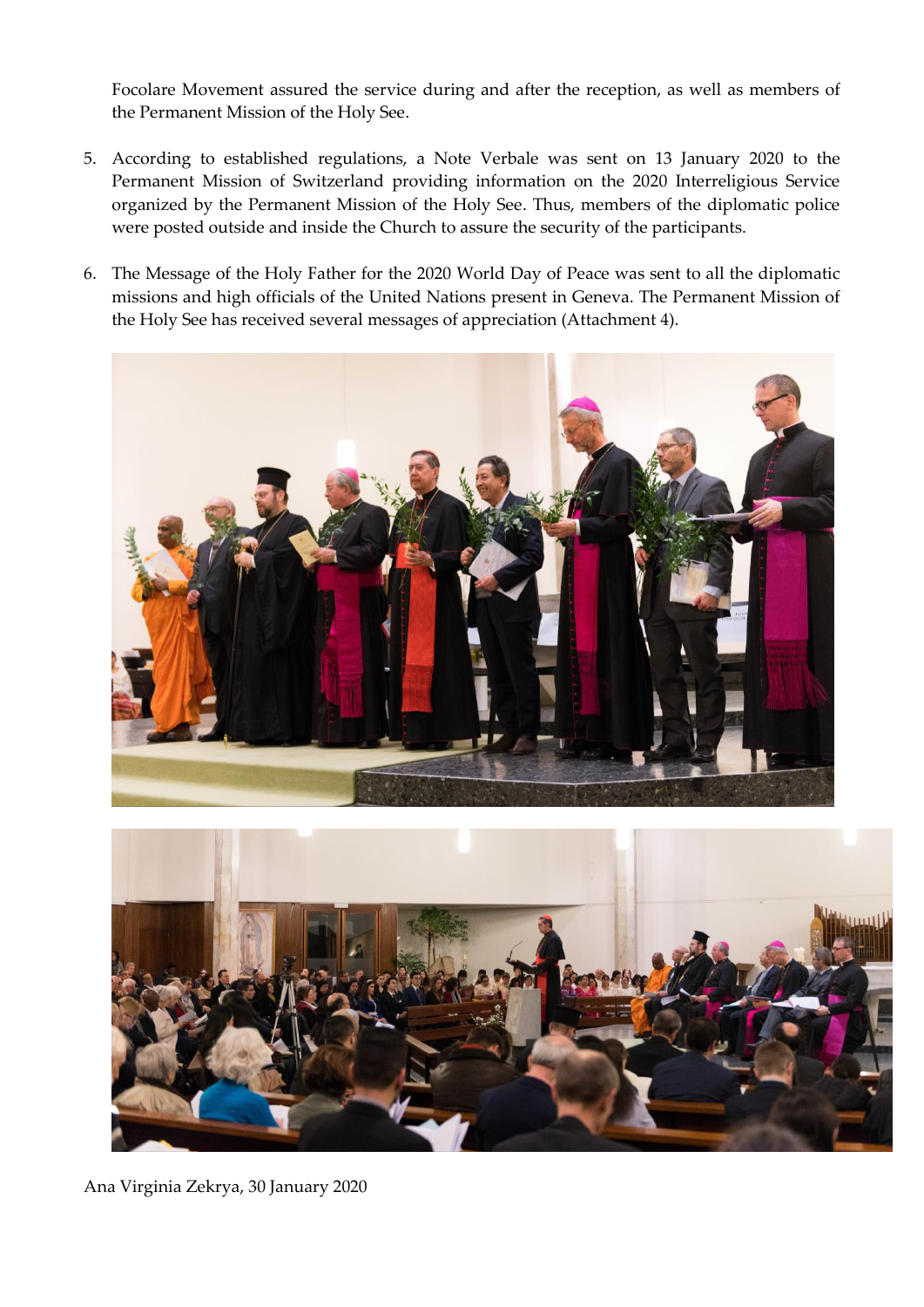Focolare Movement assured the service during and after the reception, as well as members of the Permanent Mission of the Holy See.

5. According to established regulations, a Note Verbale was sent on 13 January 2020 to the Permanent Mission of Switzerland providing information on the 2020 Interreligious Service organized by the Permanent Mission of the Holy See. Thus, members of the diplomatic police were posted outside and inside the Church to assure the security of the participants.

6. The Message of the Holy Father for the 2020 World Day of Peace was sent to all the diplomatic missions and high officials of the United Nations present in Geneva. The Permanent Mission of the Holy See has received several messages of appreciation (Attachment 4).

Ana Virginia Zekrya, 30 January 2020